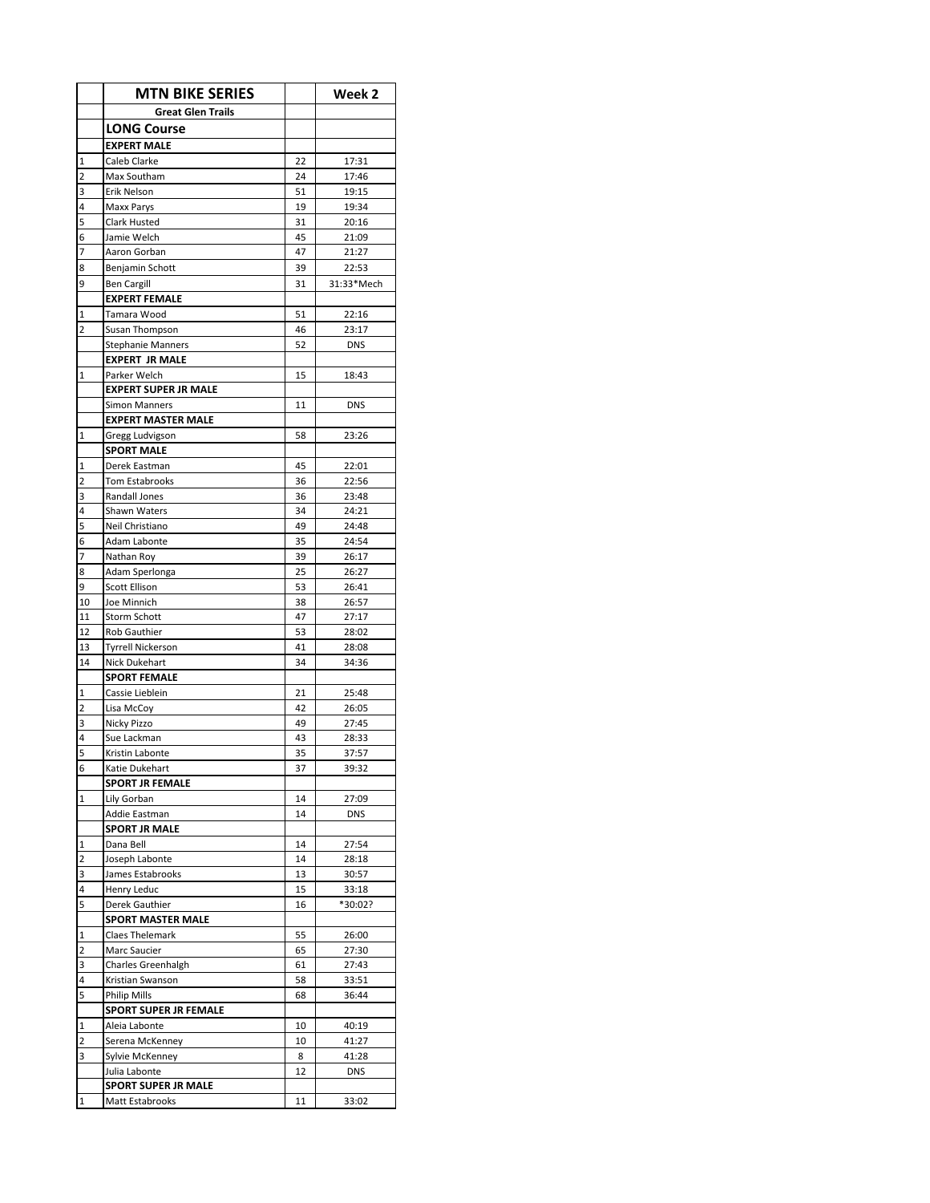| | MTN BIKE SERIES | | Week 2 |
|---|---|---|---|
| | **Great Glen Trails** | | |
| | **LONG Course** | | |
| | **EXPERT MALE** | | |
| 1 | Caleb Clarke | 22 | 17:31 |
| 2 | Max Southam | 24 | 17:46 |
| 3 | Erik Nelson | 51 | 19:15 |
| 4 | Maxx Parys | 19 | 19:34 |
| 5 | Clark Husted | 31 | 20:16 |
| 6 | Jamie Welch | 45 | 21:09 |
| 7 | Aaron Gorban | 47 | 21:27 |
| 8 | Benjamin Schott | 39 | 22:53 |
| 9 | Ben Cargill | 31 | 31:33*Mech |
| | **EXPERT FEMALE** | | |
| 1 | Tamara Wood | 51 | 22:16 |
| 2 | Susan Thompson | 46 | 23:17 |
| | Stephanie Manners | 52 | DNS |
| | **EXPERT JR MALE** | | |
| 1 | Parker Welch | 15 | 18:43 |
| | **EXPERT SUPER JR MALE** | | |
| | Simon Manners | 11 | DNS |
| | **EXPERT MASTER MALE** | | |
| 1 | Gregg Ludvigson | 58 | 23:26 |
| | **SPORT MALE** | | |
| 1 | Derek Eastman | 45 | 22:01 |
| 2 | Tom Estabrooks | 36 | 22:56 |
| 3 | Randall Jones | 36 | 23:48 |
| 4 | Shawn Waters | 34 | 24:21 |
| 5 | Neil Christiano | 49 | 24:48 |
| 6 | Adam Labonte | 35 | 24:54 |
| 7 | Nathan Roy | 39 | 26:17 |
| 8 | Adam Sperlonga | 25 | 26:27 |
| 9 | Scott Ellison | 53 | 26:41 |
| 10 | Joe Minnich | 38 | 26:57 |
| 11 | Storm Schott | 47 | 27:17 |
| 12 | Rob Gauthier | 53 | 28:02 |
| 13 | Tyrrell Nickerson | 41 | 28:08 |
| 14 | Nick Dukehart | 34 | 34:36 |
| | **SPORT FEMALE** | | |
| 1 | Cassie Lieblein | 21 | 25:48 |
| 2 | Lisa McCoy | 42 | 26:05 |
| 3 | Nicky Pizzo | 49 | 27:45 |
| 4 | Sue Lackman | 43 | 28:33 |
| 5 | Kristin Labonte | 35 | 37:57 |
| 6 | Katie Dukehart | 37 | 39:32 |
| | **SPORT JR FEMALE** | | |
| 1 | Lily Gorban | 14 | 27:09 |
| | Addie Eastman | 14 | DNS |
| | **SPORT JR MALE** | | |
| 1 | Dana Bell | 14 | 27:54 |
| 2 | Joseph Labonte | 14 | 28:18 |
| 3 | James Estabrooks | 13 | 30:57 |
| 4 | Henry Leduc | 15 | 33:18 |
| 5 | Derek Gauthier | 16 | *30:02? |
| | **SPORT MASTER MALE** | | |
| 1 | Claes Thelemark | 55 | 26:00 |
| 2 | Marc Saucier | 65 | 27:30 |
| 3 | Charles Greenhalgh | 61 | 27:43 |
| 4 | Kristian Swanson | 58 | 33:51 |
| 5 | Philip Mills | 68 | 36:44 |
| | **SPORT SUPER JR FEMALE** | | |
| 1 | Aleia Labonte | 10 | 40:19 |
| 2 | Serena McKenney | 10 | 41:27 |
| 3 | Sylvie McKenney | 8 | 41:28 |
| | Julia Labonte | 12 | DNS |
| | **SPORT SUPER JR MALE** | | |
| 1 | Matt Estabrooks | 11 | 33:02 |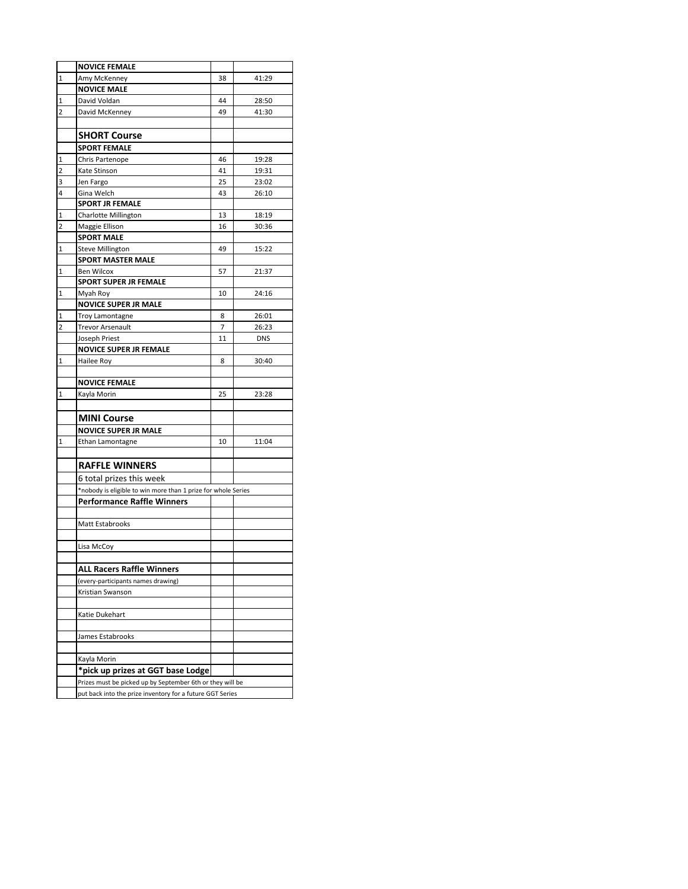| | | | |
|---|---|---|---|
| | **NOVICE FEMALE** | | |
| 1 | Amy McKenney | 38 | 41:29 |
| | **NOVICE MALE** | | |
| 1 | David Voldan | 44 | 28:50 |
| 2 | David McKenney | 49 | 41:30 |
| | | | |
| | **SHORT Course** | | |
| | **SPORT FEMALE** | | |
| 1 | Chris Partenope | 46 | 19:28 |
| 2 | Kate Stinson | 41 | 19:31 |
| 3 | Jen Fargo | 25 | 23:02 |
| 4 | Gina Welch | 43 | 26:10 |
| | **SPORT JR FEMALE** | | |
| 1 | Charlotte Millington | 13 | 18:19 |
| 2 | Maggie Ellison | 16 | 30:36 |
| | **SPORT MALE** | | |
| 1 | Steve Millington | 49 | 15:22 |
| | **SPORT MASTER MALE** | | |
| 1 | Ben Wilcox | 57 | 21:37 |
| | **SPORT SUPER JR FEMALE** | | |
| 1 | Myah Roy | 10 | 24:16 |
| | **NOVICE SUPER JR MALE** | | |
| 1 | Troy Lamontagne | 8 | 26:01 |
| 2 | Trevor Arsenault | 7 | 26:23 |
| | Joseph Priest | 11 | DNS |
| | **NOVICE SUPER JR FEMALE** | | |
| 1 | Hailee Roy | 8 | 30:40 |
| | | | |
| | **NOVICE FEMALE** | | |
| 1 | Kayla Morin | 25 | 23:28 |
| | | | |
| | **MINI Course** | | |
| | **NOVICE SUPER JR MALE** | | |
| 1 | Ethan Lamontagne | 10 | 11:04 |
| | | | |
| | **RAFFLE WINNERS** | | |
| | 6 total prizes this week | | |
| | *nobody is eligible to win more than 1 prize for whole Series | | |
| | **Performance Raffle Winners** | | |
| | | | |
| | Matt Estabrooks | | |
| | | | |
| | Lisa McCoy | | |
| | | | |
| | **ALL Racers Raffle Winners** | | |
| | (every-participants names drawing) | | |
| | Kristian Swanson | | |
| | | | |
| | Katie Dukehart | | |
| | | | |
| | James Estabrooks | | |
| | | | |
| | Kayla Morin | | |
| | **\*pick up prizes at GGT base Lodge** | | |
| | Prizes must be picked up by September 6th or they will be | | |
| | put back into the prize inventory for a future GGT Series | | |